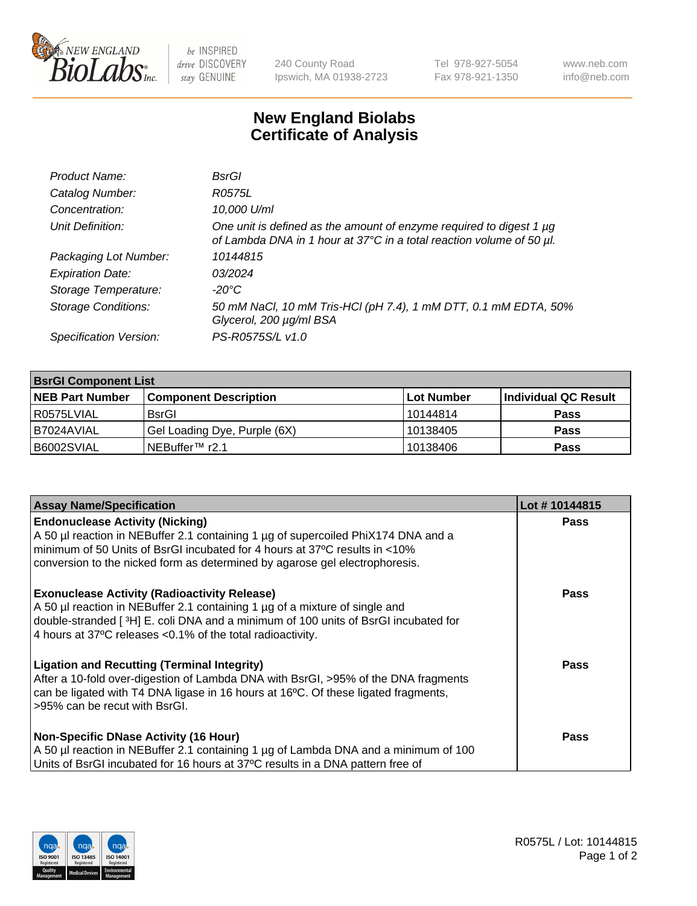# New England Biolabs Certificate of Analysis

| | |
|---|---|
| *Product Name:* | *BsrGI* |
| *Catalog Number:* | *R0575L* |
| *Concentration:* | *10,000 U/ml* |
| *Unit Definition:* | *One unit is defined as the amount of enzyme required to digest 1 µg of Lambda DNA in 1 hour at 37°C in a total reaction volume of 50 µl.* |
| *Packaging Lot Number:* | *10144815* |
| *Expiration Date:* | *03/2024* |
| *Storage Temperature:* | *-20°C* |
| *Storage Conditions:* | *50 mM NaCl, 10 mM Tris-HCl (pH 7.4), 1 mM DTT, 0.1 mM EDTA, 50% Glycerol, 200 µg/ml BSA* |
| *Specification Version:* | *PS-R0575S/L v1.0* |

| BsrGI Component List | | | |
|---|---|---|---|
| **NEB Part Number** | **Component Description** | **Lot Number** | **Individual QC Result** |
| R0575LVIAL | BsrGI | 10144814 | **Pass** |
| B7024AVIAL | Gel Loading Dye, Purple (6X) | 10138405 | **Pass** |
| B6002SVIAL | NEBuffer™ r2.1 | 10138406 | **Pass** |

| Assay Name/Specification | Lot # 10144815 |
|---|---|
| **Endonuclease Activity (Nicking)**<br>A 50 µl reaction in NEBuffer 2.1 containing 1 µg of supercoiled PhiX174 DNA and a minimum of 50 Units of BsrGI incubated for 4 hours at 37ºC results in <10% conversion to the nicked form as determined by agarose gel electrophoresis. | **Pass** |
| **Exonuclease Activity (Radioactivity Release)**<br>A 50 µl reaction in NEBuffer 2.1 containing 1 µg of a mixture of single and double-stranded [ $^{3}$H] E. coli DNA and a minimum of 100 units of BsrGI incubated for 4 hours at 37ºC releases <0.1% of the total radioactivity. | **Pass** |
| **Ligation and Recutting (Terminal Integrity)**<br>After a 10-fold over-digestion of Lambda DNA with BsrGI, >95% of the DNA fragments can be ligated with T4 DNA ligase in 16 hours at 16ºC. Of these ligated fragments, >95% can be recut with BsrGI. | **Pass** |
| **Non-Specific DNase Activity (16 Hour)**<br>A 50 µl reaction in NEBuffer 2.1 containing 1 µg of Lambda DNA and a minimum of 100 Units of BsrGI incubated for 16 hours at 37ºC results in a DNA pattern free of | **Pass** |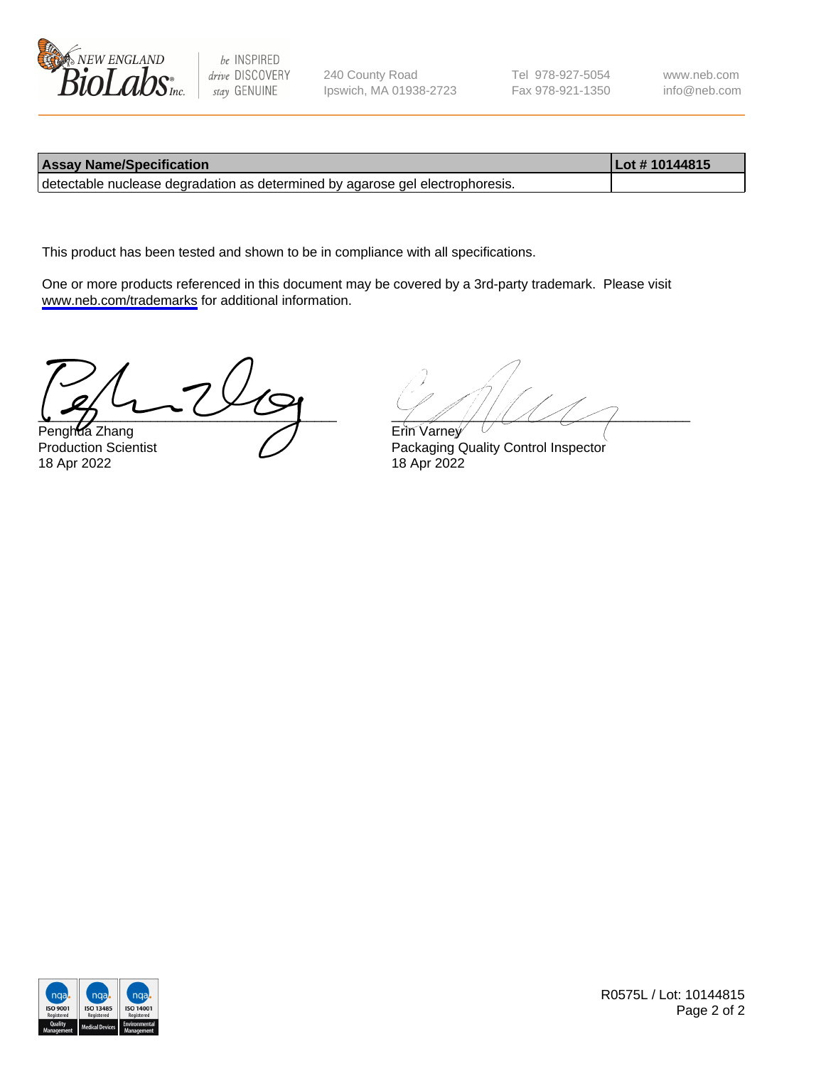| Assay Name/Specification | Lot # 10144815 |
|---|---|
| detectable nuclease degradation as determined by agarose gel electrophoresis. | |

This product has been tested and shown to be in compliance with all specifications.

One or more products referenced in this document may be covered by a 3rd-party trademark. Please visit www.neb.com/trademarks for additional information.

Penghua Zhang
Production Scientist
18 Apr 2022

Erin Varney
Packaging Quality Control Inspector
18 Apr 2022

R0575L / Lot: 10144815